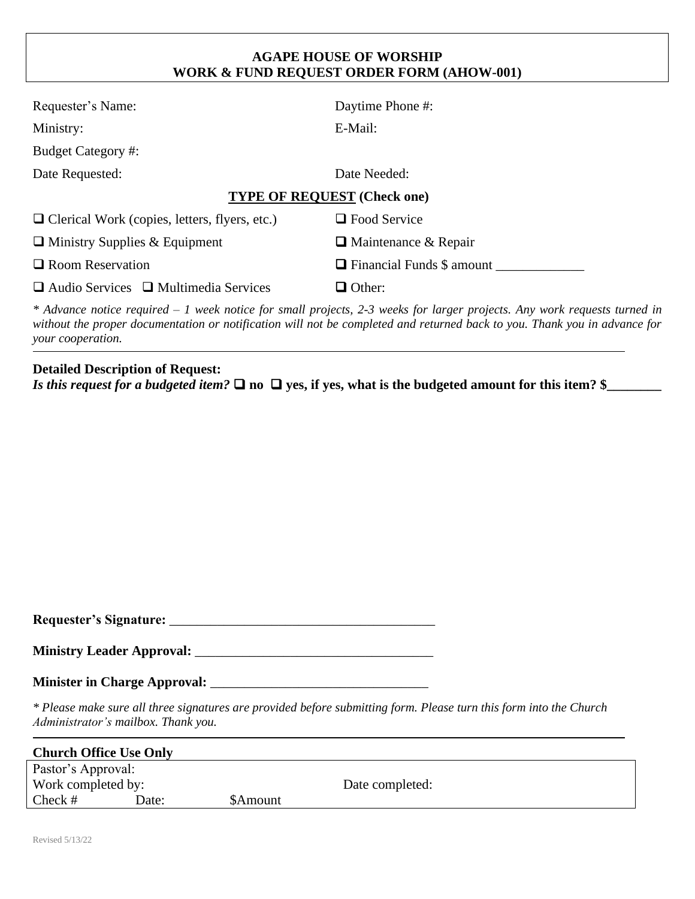# AGAPE HOUSE OF WORSHIP
## WORK & FUND REQUEST ORDER FORM (AHOW-001)

Requester's Name: Daytime Phone #:

Ministry: E-Mail:

Budget Category #:

Date Requested: Date Needed:

**TYPE OF REQUEST (Check one)**

- ❑ Clerical Work (copies, letters, flyers, etc.)
- ❑ Food Service
- ❑ Ministry Supplies & Equipment
- ❑ Maintenance & Repair
- ❑ Room Reservation
- ❑ Financial Funds $ amount _____________
- ❑ Audio Services ❑ Multimedia Services
- ❑ Other:

*\* Advance notice required – 1 week notice for small projects, 2-3 weeks for larger projects. Any work requests turned in without the proper documentation or notification will not be completed and returned back to you. Thank you in advance for your cooperation.*

**Detailed Description of Request:**

***Is this request for a budgeted item?* ❑ no ❑ yes, if yes, what is the budgeted amount for this item? $________**

**Requester's Signature:** _______________________________________

**Ministry Leader Approval:** ___________________________________

**Minister in Charge Approval:** _______________________________

*\* Please make sure all three signatures are provided before submitting form. Please turn this form into the Church Administrator's mailbox. Thank you.*

**Church Office Use Only**

| | | | |
|---|---|---|---|
| Pastor's Approval: | | | |
| Work completed by: | | | Date completed: |
| Check # | Date: | $Amount | |

Revised 5/13/22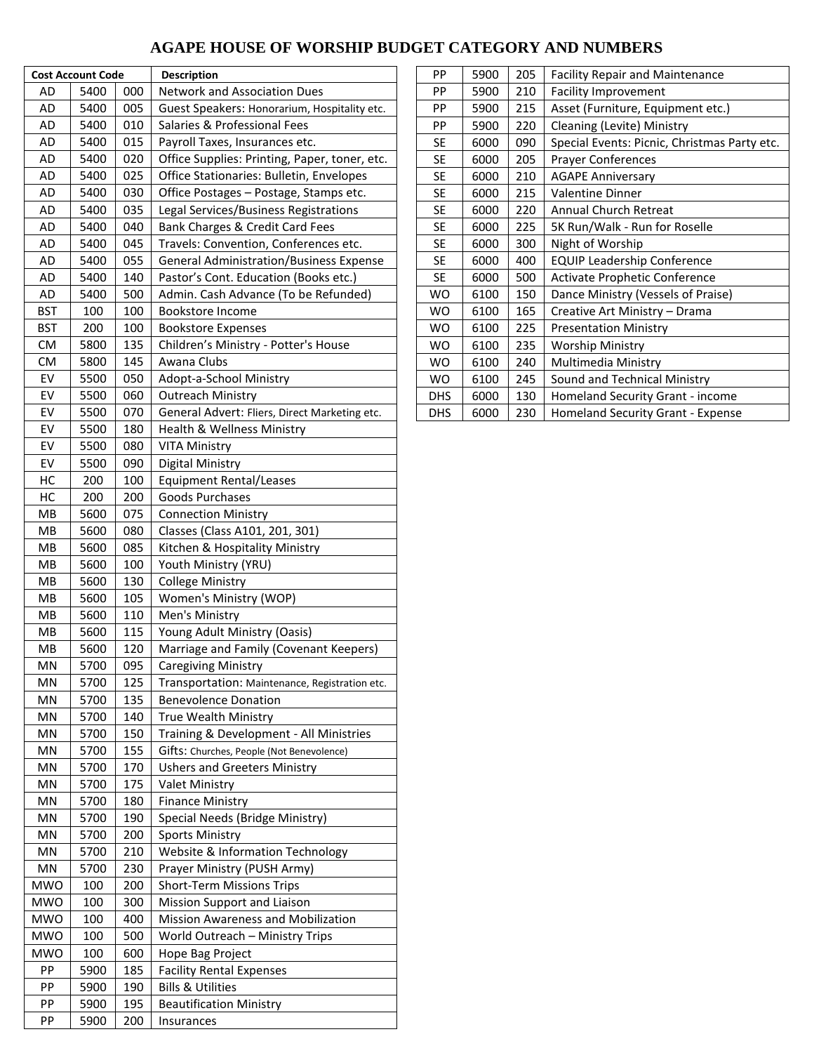# AGAPE HOUSE OF WORSHIP BUDGET CATEGORY AND NUMBERS

| Cost Account Code | | | Description |
|---|---|---|---|
| AD | 5400 | 000 | Network and Association Dues |
| AD | 5400 | 005 | Guest Speakers: Honorarium, Hospitality etc. |
| AD | 5400 | 010 | Salaries & Professional Fees |
| AD | 5400 | 015 | Payroll Taxes, Insurances etc. |
| AD | 5400 | 020 | Office Supplies: Printing, Paper, toner, etc. |
| AD | 5400 | 025 | Office Stationaries: Bulletin, Envelopes |
| AD | 5400 | 030 | Office Postages – Postage, Stamps etc. |
| AD | 5400 | 035 | Legal Services/Business Registrations |
| AD | 5400 | 040 | Bank Charges & Credit Card Fees |
| AD | 5400 | 045 | Travels: Convention, Conferences etc. |
| AD | 5400 | 055 | General Administration/Business Expense |
| AD | 5400 | 140 | Pastor's Cont. Education (Books etc.) |
| AD | 5400 | 500 | Admin. Cash Advance (To be Refunded) |
| BST | 100 | 100 | Bookstore Income |
| BST | 200 | 100 | Bookstore Expenses |
| CM | 5800 | 135 | Children's Ministry - Potter's House |
| CM | 5800 | 145 | Awana Clubs |
| EV | 5500 | 050 | Adopt-a-School Ministry |
| EV | 5500 | 060 | Outreach Ministry |
| EV | 5500 | 070 | General Advert: Fliers, Direct Marketing etc. |
| EV | 5500 | 180 | Health & Wellness Ministry |
| EV | 5500 | 080 | VITA Ministry |
| EV | 5500 | 090 | Digital Ministry |
| HC | 200 | 100 | Equipment Rental/Leases |
| HC | 200 | 200 | Goods Purchases |
| MB | 5600 | 075 | Connection Ministry |
| MB | 5600 | 080 | Classes (Class A101, 201, 301) |
| MB | 5600 | 085 | Kitchen & Hospitality Ministry |
| MB | 5600 | 100 | Youth Ministry (YRU) |
| MB | 5600 | 130 | College Ministry |
| MB | 5600 | 105 | Women's Ministry (WOP) |
| MB | 5600 | 110 | Men's Ministry |
| MB | 5600 | 115 | Young Adult Ministry (Oasis) |
| MB | 5600 | 120 | Marriage and Family (Covenant Keepers) |
| MN | 5700 | 095 | Caregiving Ministry |
| MN | 5700 | 125 | Transportation: Maintenance, Registration etc. |
| MN | 5700 | 135 | Benevolence Donation |
| MN | 5700 | 140 | True Wealth Ministry |
| MN | 5700 | 150 | Training & Development - All Ministries |
| MN | 5700 | 155 | Gifts: Churches, People (Not Benevolence) |
| MN | 5700 | 170 | Ushers and Greeters Ministry |
| MN | 5700 | 175 | Valet Ministry |
| MN | 5700 | 180 | Finance Ministry |
| MN | 5700 | 190 | Special Needs (Bridge Ministry) |
| MN | 5700 | 200 | Sports Ministry |
| MN | 5700 | 210 | Website & Information Technology |
| MN | 5700 | 230 | Prayer Ministry (PUSH Army) |
| MWO | 100 | 200 | Short-Term Missions Trips |
| MWO | 100 | 300 | Mission Support and Liaison |
| MWO | 100 | 400 | Mission Awareness and Mobilization |
| MWO | 100 | 500 | World Outreach – Ministry Trips |
| MWO | 100 | 600 | Hope Bag Project |
| PP | 5900 | 185 | Facility Rental Expenses |
| PP | 5900 | 190 | Bills & Utilities |
| PP | 5900 | 195 | Beautification Ministry |
| PP | 5900 | 200 | Insurances |
| PP | 5900 | 205 | Facility Repair and Maintenance |
| PP | 5900 | 210 | Facility Improvement |
| PP | 5900 | 215 | Asset (Furniture, Equipment etc.) |
| PP | 5900 | 220 | Cleaning (Levite) Ministry |
| SE | 6000 | 090 | Special Events: Picnic, Christmas Party etc. |
| SE | 6000 | 205 | Prayer Conferences |
| SE | 6000 | 210 | AGAPE Anniversary |
| SE | 6000 | 215 | Valentine Dinner |
| SE | 6000 | 220 | Annual Church Retreat |
| SE | 6000 | 225 | 5K Run/Walk - Run for Roselle |
| SE | 6000 | 300 | Night of Worship |
| SE | 6000 | 400 | EQUIP Leadership Conference |
| SE | 6000 | 500 | Activate Prophetic Conference |
| WO | 6100 | 150 | Dance Ministry (Vessels of Praise) |
| WO | 6100 | 165 | Creative Art Ministry – Drama |
| WO | 6100 | 225 | Presentation Ministry |
| WO | 6100 | 235 | Worship Ministry |
| WO | 6100 | 240 | Multimedia Ministry |
| WO | 6100 | 245 | Sound and Technical Ministry |
| DHS | 6000 | 130 | Homeland Security Grant - income |
| DHS | 6000 | 230 | Homeland Security Grant - Expense |